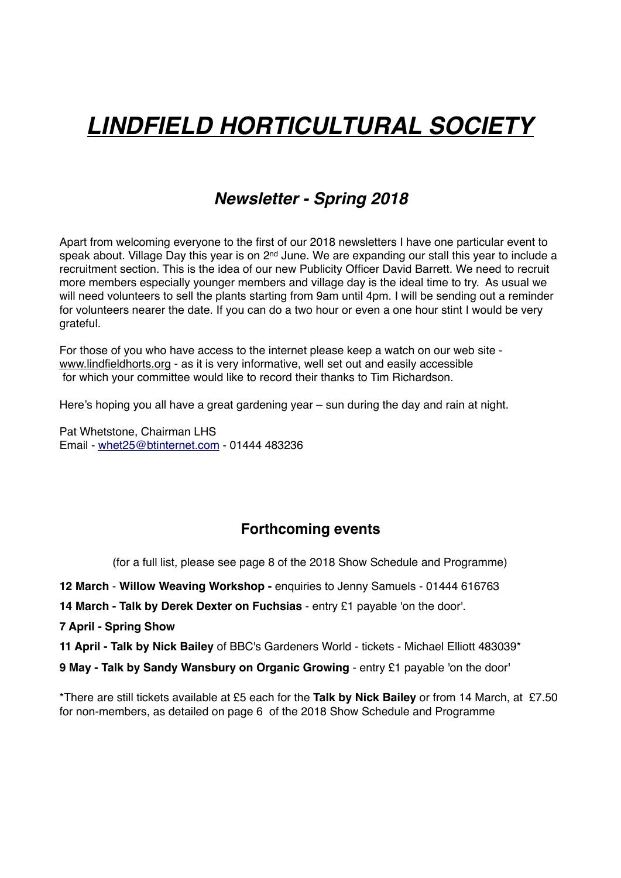# ***LINDFIELD HORTICULTURAL SOCIETY***

## ***Newsletter - Spring 2018***

Apart from welcoming everyone to the first of our 2018 newsletters I have one particular event to speak about. Village Day this year is on 2nd June. We are expanding our stall this year to include a recruitment section. This is the idea of our new Publicity Officer David Barrett. We need to recruit more members especially younger members and village day is the ideal time to try. As usual we will need volunteers to sell the plants starting from 9am until 4pm. I will be sending out a reminder for volunteers nearer the date. If you can do a two hour or even a one hour stint I would be very grateful.

For those of you who have access to the internet please keep a watch on our web site - www.lindfieldhorts.org - as it is very informative, well set out and easily accessible for which your committee would like to record their thanks to Tim Richardson.

Here's hoping you all have a great gardening year – sun during the day and rain at night.

Pat Whetstone, Chairman LHS
Email - whet25@btinternet.com - 01444 483236

### Forthcoming events

(for a full list, please see page 8 of the 2018 Show Schedule and Programme)

**12 March** - **Willow Weaving Workshop -** enquiries to Jenny Samuels - 01444 616763

**14 March - Talk by Derek Dexter on Fuchsias** - entry £1 payable 'on the door'.

**7 April - Spring Show**

**11 April - Talk by Nick Bailey** of BBC's Gardeners World - tickets - Michael Elliott 483039*

**9 May - Talk by Sandy Wansbury on Organic Growing** - entry £1 payable 'on the door'

*There are still tickets available at £5 each for the **Talk by Nick Bailey** or from 14 March, at £7.50 for non-members, as detailed on page 6 of the 2018 Show Schedule and Programme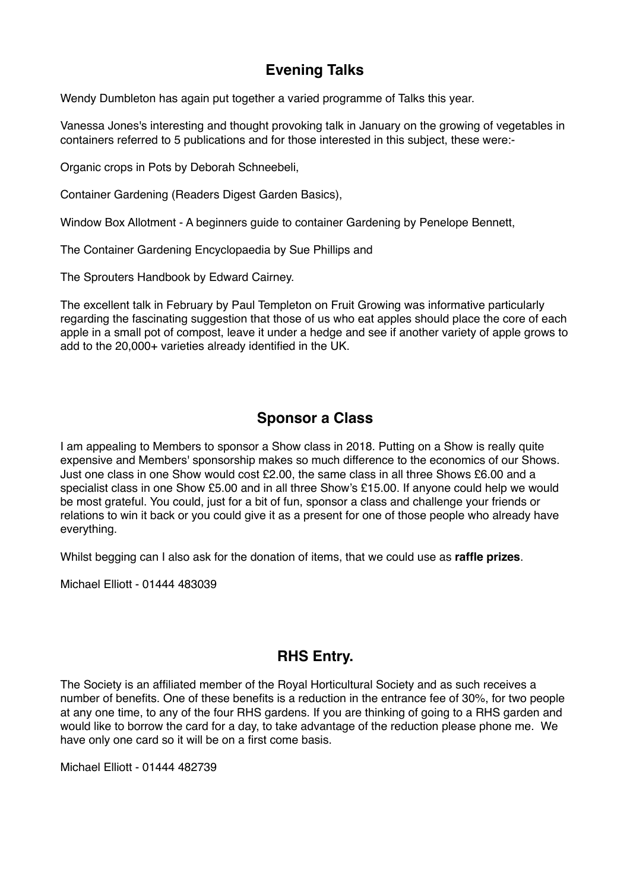## Evening Talks

Wendy Dumbleton has again put together a varied programme of Talks this year.

Vanessa Jones's interesting and thought provoking talk in January on the growing of vegetables in containers referred to 5 publications and for those interested in this subject, these were:-

Organic crops in Pots by Deborah Schneebeli,

Container Gardening (Readers Digest Garden Basics),

Window Box Allotment - A beginners guide to container Gardening by Penelope Bennett,

The Container Gardening Encyclopaedia by Sue Phillips and

The Sprouters Handbook by Edward Cairney.

The excellent talk in February by Paul Templeton on Fruit Growing was informative particularly regarding the fascinating suggestion that those of us who eat apples should place the core of each apple in a small pot of compost, leave it under a hedge and see if another variety of apple grows to add to the 20,000+ varieties already identified in the UK.

## Sponsor a Class

I am appealing to Members to sponsor a Show class in 2018. Putting on a Show is really quite expensive and Members' sponsorship makes so much difference to the economics of our Shows. Just one class in one Show would cost £2.00, the same class in all three Shows £6.00 and a specialist class in one Show £5.00 and in all three Show's £15.00. If anyone could help we would be most grateful. You could, just for a bit of fun, sponsor a class and challenge your friends or relations to win it back or you could give it as a present for one of those people who already have everything.

Whilst begging can I also ask for the donation of items, that we could use as **raffle prizes**.

Michael Elliott - 01444 483039

## RHS Entry.

The Society is an affiliated member of the Royal Horticultural Society and as such receives a number of benefits. One of these benefits is a reduction in the entrance fee of 30%, for two people at any one time, to any of the four RHS gardens. If you are thinking of going to a RHS garden and would like to borrow the card for a day, to take advantage of the reduction please phone me. We have only one card so it will be on a first come basis.

Michael Elliott - 01444 482739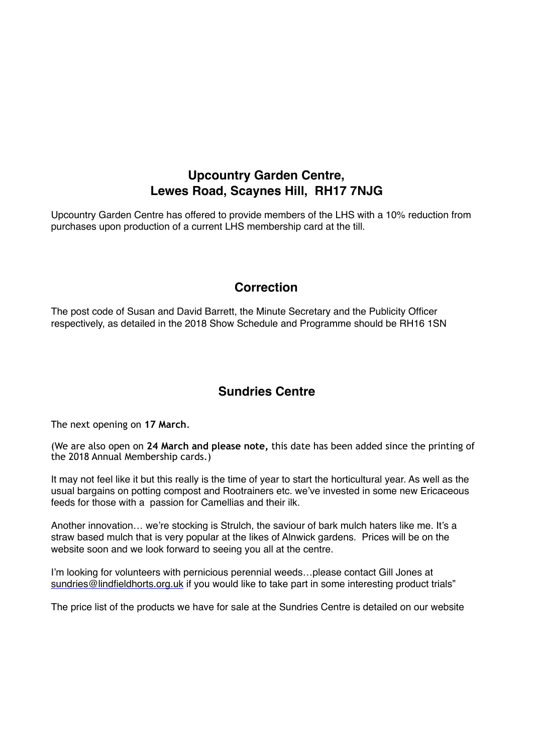## Upcountry Garden Centre, Lewes Road, Scaynes Hill, RH17 7NJG

Upcountry Garden Centre has offered to provide members of the LHS with a 10% reduction from purchases upon production of a current LHS membership card at the till.

## Correction

The post code of Susan and David Barrett, the Minute Secretary and the Publicity Officer respectively, as detailed in the 2018 Show Schedule and Programme should be RH16 1SN

## Sundries Centre

The next opening on **17 March**.

(We are also open on **24 March and please note,** this date has been added since the printing of the 2018 Annual Membership cards.)

It may not feel like it but this really is the time of year to start the horticultural year. As well as the usual bargains on potting compost and Rootrainers etc. we've invested in some new Ericaceous feeds for those with a passion for Camellias and their ilk.

Another innovation… we're stocking is Strulch, the saviour of bark mulch haters like me. It's a straw based mulch that is very popular at the likes of Alnwick gardens. Prices will be on the website soon and we look forward to seeing you all at the centre.

I'm looking for volunteers with pernicious perennial weeds…please contact Gill Jones at sundries@lindfieldhorts.org.uk if you would like to take part in some interesting product trials"

The price list of the products we have for sale at the Sundries Centre is detailed on our website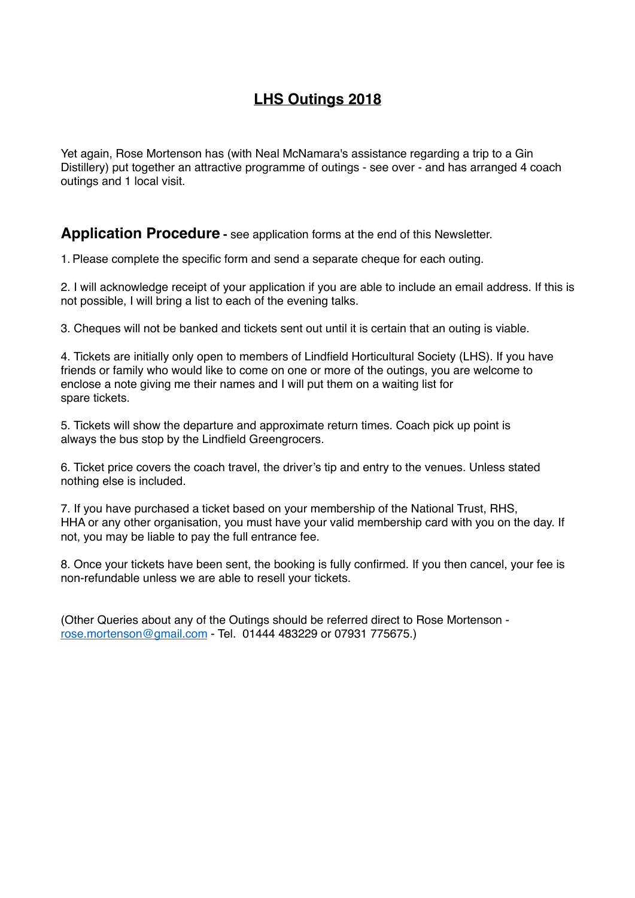# LHS Outings 2018

Yet again, Rose Mortenson has (with Neal McNamara's assistance regarding a trip to a Gin Distillery) put together an attractive programme of outings - see over - and has arranged 4 coach outings and 1 local visit.

## Application Procedure - see application forms at the end of this Newsletter.

1. Please complete the specific form and send a separate cheque for each outing.

2. I will acknowledge receipt of your application if you are able to include an email address. If this is not possible, I will bring a list to each of the evening talks.

3. Cheques will not be banked and tickets sent out until it is certain that an outing is viable.

4. Tickets are initially only open to members of Lindfield Horticultural Society (LHS). If you have friends or family who would like to come on one or more of the outings, you are welcome to enclose a note giving me their names and I will put them on a waiting list for spare tickets.

5. Tickets will show the departure and approximate return times. Coach pick up point is always the bus stop by the Lindfield Greengrocers.

6. Ticket price covers the coach travel, the driver's tip and entry to the venues. Unless stated nothing else is included.

7. If you have purchased a ticket based on your membership of the National Trust, RHS, HHA or any other organisation, you must have your valid membership card with you on the day. If not, you may be liable to pay the full entrance fee.

8. Once your tickets have been sent, the booking is fully confirmed. If you then cancel, your fee is non-refundable unless we are able to resell your tickets.

(Other Queries about any of the Outings should be referred direct to Rose Mortenson - rose.mortenson@gmail.com - Tel. 01444 483229 or 07931 775675.)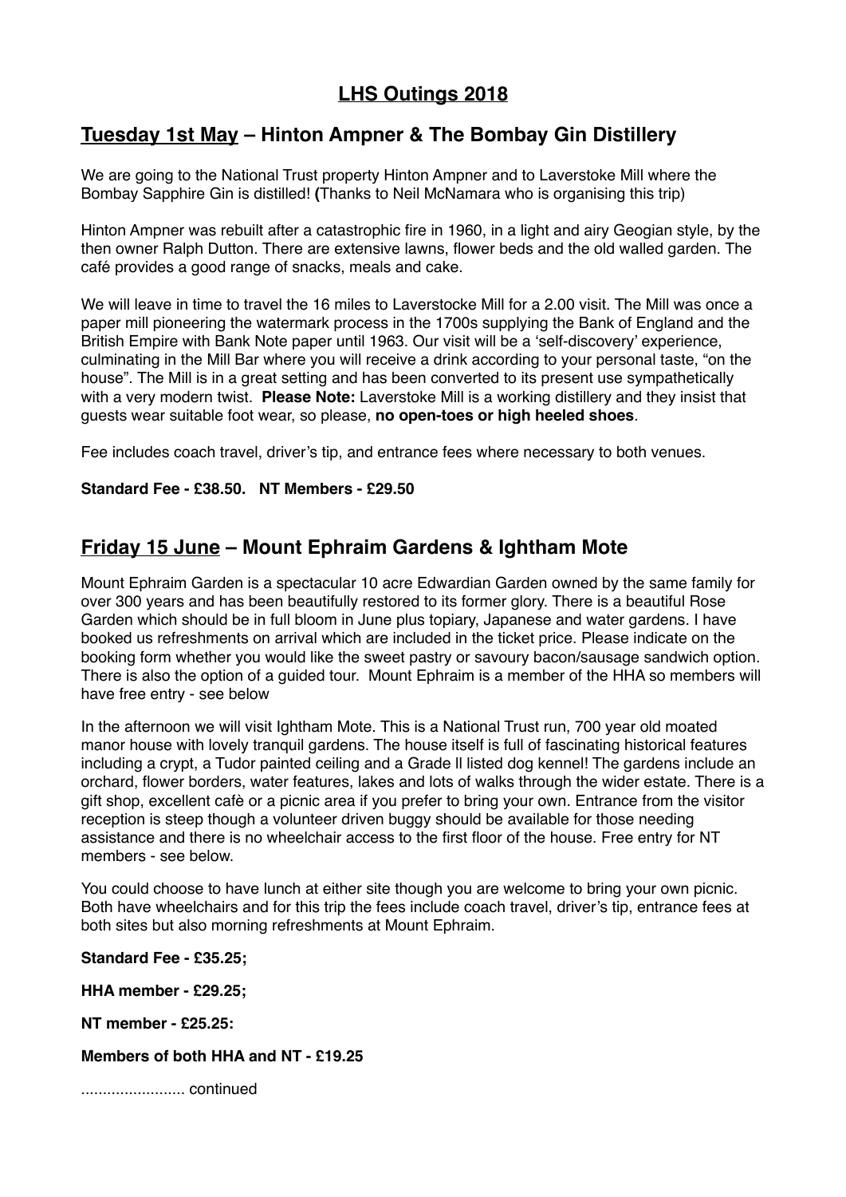# LHS Outings 2018

## Tuesday 1st May – Hinton Ampner & The Bombay Gin Distillery

We are going to the National Trust property Hinton Ampner and to Laverstoke Mill where the Bombay Sapphire Gin is distilled! **(**Thanks to Neil McNamara who is organising this trip)

Hinton Ampner was rebuilt after a catastrophic fire in 1960, in a light and airy Geogian style, by the then owner Ralph Dutton. There are extensive lawns, flower beds and the old walled garden. The café provides a good range of snacks, meals and cake.

We will leave in time to travel the 16 miles to Laverstocke Mill for a 2.00 visit. The Mill was once a paper mill pioneering the watermark process in the 1700s supplying the Bank of England and the British Empire with Bank Note paper until 1963. Our visit will be a 'self-discovery' experience, culminating in the Mill Bar where you will receive a drink according to your personal taste, "on the house". The Mill is in a great setting and has been converted to its present use sympathetically with a very modern twist. **Please Note:** Laverstoke Mill is a working distillery and they insist that guests wear suitable foot wear, so please, **no open-toes or high heeled shoes**.

Fee includes coach travel, driver's tip, and entrance fees where necessary to both venues.

**Standard Fee - £38.50. NT Members - £29.50**

## Friday 15 June – Mount Ephraim Gardens & Ightham Mote

Mount Ephraim Garden is a spectacular 10 acre Edwardian Garden owned by the same family for over 300 years and has been beautifully restored to its former glory. There is a beautiful Rose Garden which should be in full bloom in June plus topiary, Japanese and water gardens. I have booked us refreshments on arrival which are included in the ticket price. Please indicate on the booking form whether you would like the sweet pastry or savoury bacon/sausage sandwich option. There is also the option of a guided tour. Mount Ephraim is a member of the HHA so members will have free entry - see below

In the afternoon we will visit Ightham Mote. This is a National Trust run, 700 year old moated manor house with lovely tranquil gardens. The house itself is full of fascinating historical features including a crypt, a Tudor painted ceiling and a Grade II listed dog kennel! The gardens include an orchard, flower borders, water features, lakes and lots of walks through the wider estate. There is a gift shop, excellent cafè or a picnic area if you prefer to bring your own. Entrance from the visitor reception is steep though a volunteer driven buggy should be available for those needing assistance and there is no wheelchair access to the first floor of the house. Free entry for NT members - see below.

You could choose to have lunch at either site though you are welcome to bring your own picnic. Both have wheelchairs and for this trip the fees include coach travel, driver's tip, entrance fees at both sites but also morning refreshments at Mount Ephraim.

**Standard Fee - £35.25;**

**HHA member - £29.25;**

**NT member - £25.25:**

**Members of both HHA and NT - £19.25**

........................ continued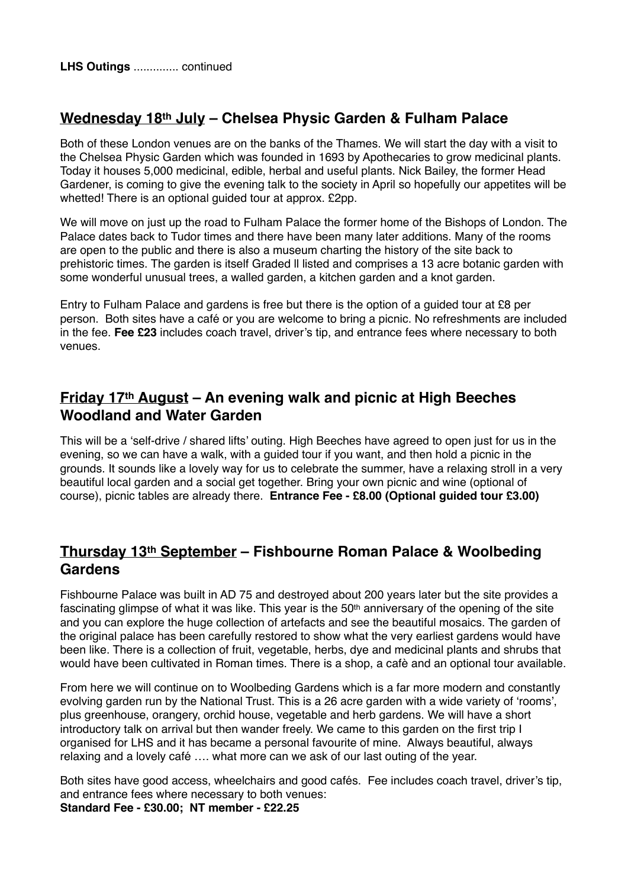**LHS Outings** .............. continued

## Wednesday 18th July – Chelsea Physic Garden & Fulham Palace

Both of these London venues are on the banks of the Thames. We will start the day with a visit to the Chelsea Physic Garden which was founded in 1693 by Apothecaries to grow medicinal plants. Today it houses 5,000 medicinal, edible, herbal and useful plants. Nick Bailey, the former Head Gardener, is coming to give the evening talk to the society in April so hopefully our appetites will be whetted! There is an optional guided tour at approx. £2pp.

We will move on just up the road to Fulham Palace the former home of the Bishops of London. The Palace dates back to Tudor times and there have been many later additions. Many of the rooms are open to the public and there is also a museum charting the history of the site back to prehistoric times. The garden is itself Graded ll listed and comprises a 13 acre botanic garden with some wonderful unusual trees, a walled garden, a kitchen garden and a knot garden.

Entry to Fulham Palace and gardens is free but there is the option of a guided tour at £8 per person. Both sites have a café or you are welcome to bring a picnic. No refreshments are included in the fee. **Fee £23** includes coach travel, driver's tip, and entrance fees where necessary to both venues.

## Friday 17th August – An evening walk and picnic at High Beeches Woodland and Water Garden

This will be a 'self-drive / shared lifts' outing. High Beeches have agreed to open just for us in the evening, so we can have a walk, with a guided tour if you want, and then hold a picnic in the grounds. It sounds like a lovely way for us to celebrate the summer, have a relaxing stroll in a very beautiful local garden and a social get together. Bring your own picnic and wine (optional of course), picnic tables are already there. **Entrance Fee - £8.00 (Optional guided tour £3.00)**

## Thursday 13th September – Fishbourne Roman Palace & Woolbeding Gardens

Fishbourne Palace was built in AD 75 and destroyed about 200 years later but the site provides a fascinating glimpse of what it was like. This year is the 50th anniversary of the opening of the site and you can explore the huge collection of artefacts and see the beautiful mosaics. The garden of the original palace has been carefully restored to show what the very earliest gardens would have been like. There is a collection of fruit, vegetable, herbs, dye and medicinal plants and shrubs that would have been cultivated in Roman times. There is a shop, a cafè and an optional tour available.

From here we will continue on to Woolbeding Gardens which is a far more modern and constantly evolving garden run by the National Trust. This is a 26 acre garden with a wide variety of 'rooms', plus greenhouse, orangery, orchid house, vegetable and herb gardens. We will have a short introductory talk on arrival but then wander freely. We came to this garden on the first trip I organised for LHS and it has became a personal favourite of mine. Always beautiful, always relaxing and a lovely café …. what more can we ask of our last outing of the year.

Both sites have good access, wheelchairs and good cafés. Fee includes coach travel, driver's tip, and entrance fees where necessary to both venues:
**Standard Fee - £30.00; NT member - £22.25**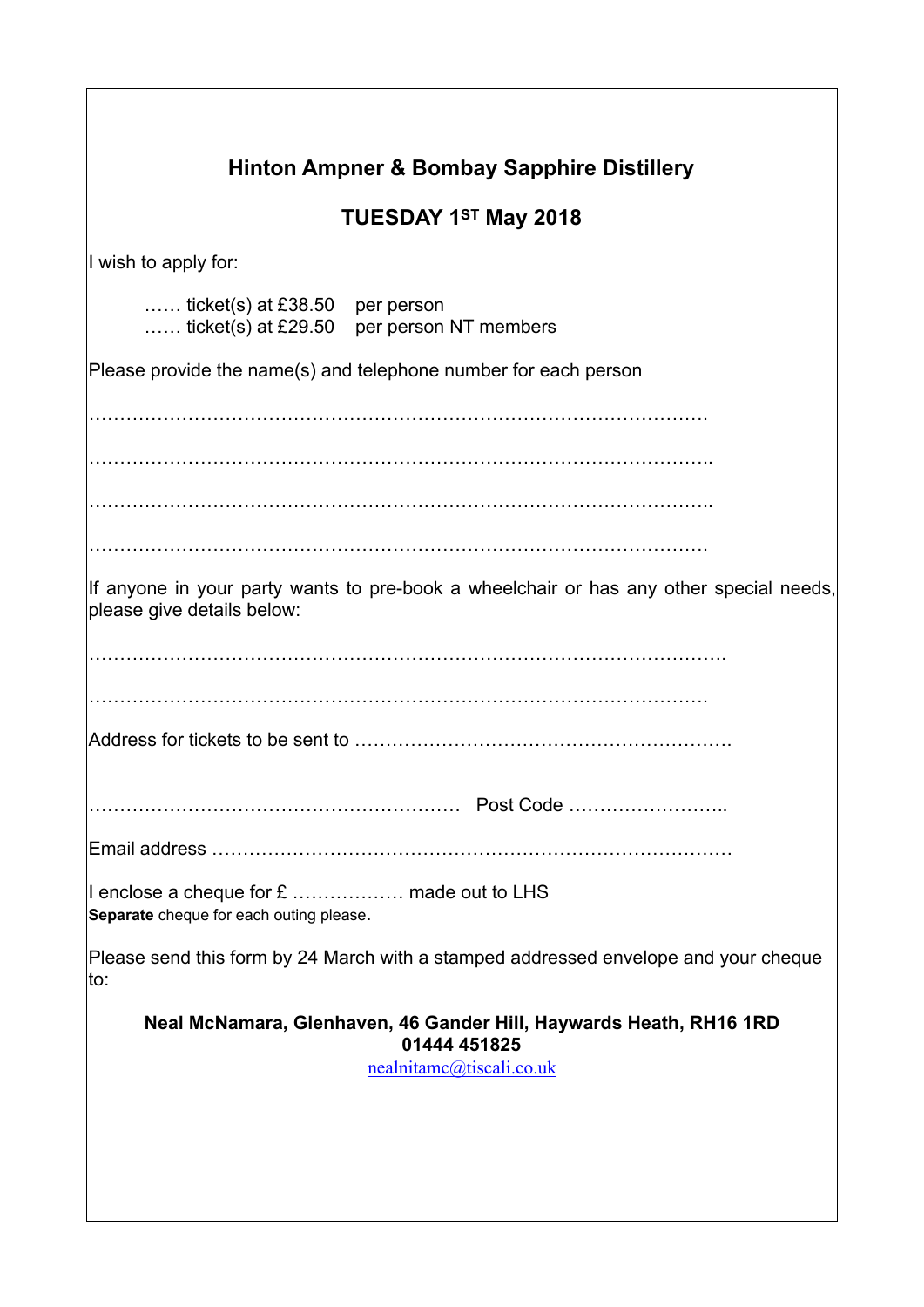## Hinton Ampner & Bombay Sapphire Distillery

## TUESDAY 1ST May 2018

I wish to apply for:

…… ticket(s) at £38.50 per person
…… ticket(s) at £29.50 per person NT members

Please provide the name(s) and telephone number for each person

…………………………………………………………………………………………

…………………………………………………………………………………………..

…………………………………………………………………………………………..

…………………………………………………………………………………………

If anyone in your party wants to pre-book a wheelchair or has any other special needs, please give details below:

……………………………………………………………………………………………

…………………………………………………………………………………………

Address for tickets to be sent to …………………………………………………….

…………………………………………………… Post Code ……………………..

Email address …………………………………………………………………………

I enclose a cheque for £ ……………… made out to LHS
**Separate** cheque for each outing please.

Please send this form by 24 March with a stamped addressed envelope and your cheque to:

**Neal McNamara, Glenhaven, 46 Gander Hill, Haywards Heath, RH16 1RD**
**01444 451825**
nealnitamc@tiscali.co.uk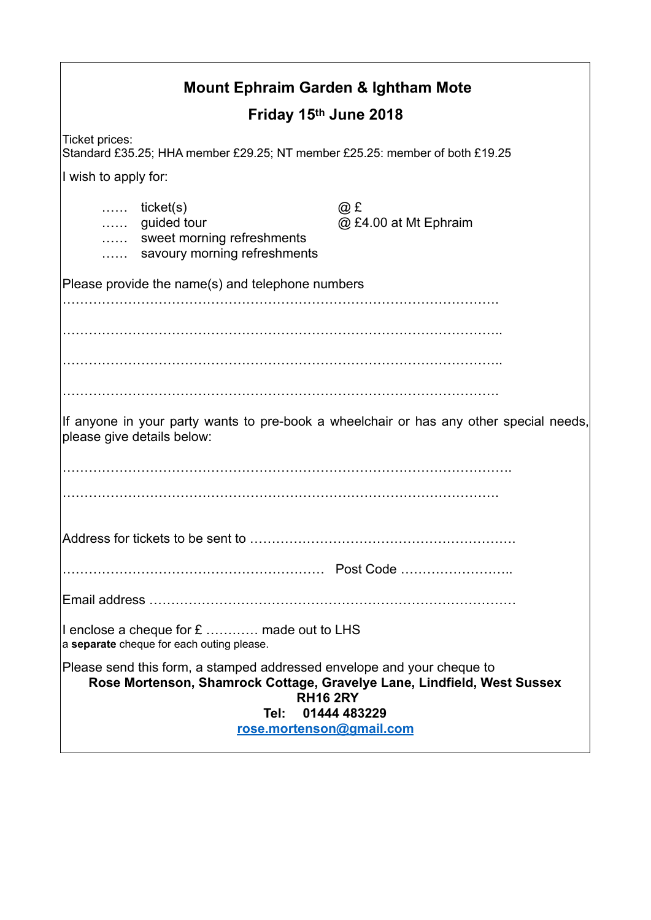## Mount Ephraim Garden & Ightham Mote

### Friday 15th June 2018

Ticket prices:
Standard £35.25; HHA member £29.25; NT member £25.25: member of both £19.25

I wish to apply for:

| | | |
|---|---|---|
| …… | ticket(s) | @ £ |
| …… | guided tour | @ £4.00 at Mt Ephraim |
| …… | sweet morning refreshments | |
| …… | savoury morning refreshments | |

Please provide the name(s) and telephone numbers

…………………………………………………………………………………………

…………………………………………………………………………………………

…………………………………………………………………………………………

…………………………………………………………………………………………

If anyone in your party wants to pre-book a wheelchair or has any other special needs, please give details below:

…………………………………………………………………………………………

…………………………………………………………………………………………

Address for tickets to be sent to ……………………………………………………

…………………………………………………… Post Code ……………………..

Email address …………………………………………………………………………

I enclose a cheque for £ ………… made out to LHS
a **separate** cheque for each outing please.

Please send this form, a stamped addressed envelope and your cheque to

**Rose Mortenson, Shamrock Cottage, Gravelye Lane, Lindfield, West Sussex RH16 2RY**
**Tel: 01444 483229**
**rose.mortenson@gmail.com**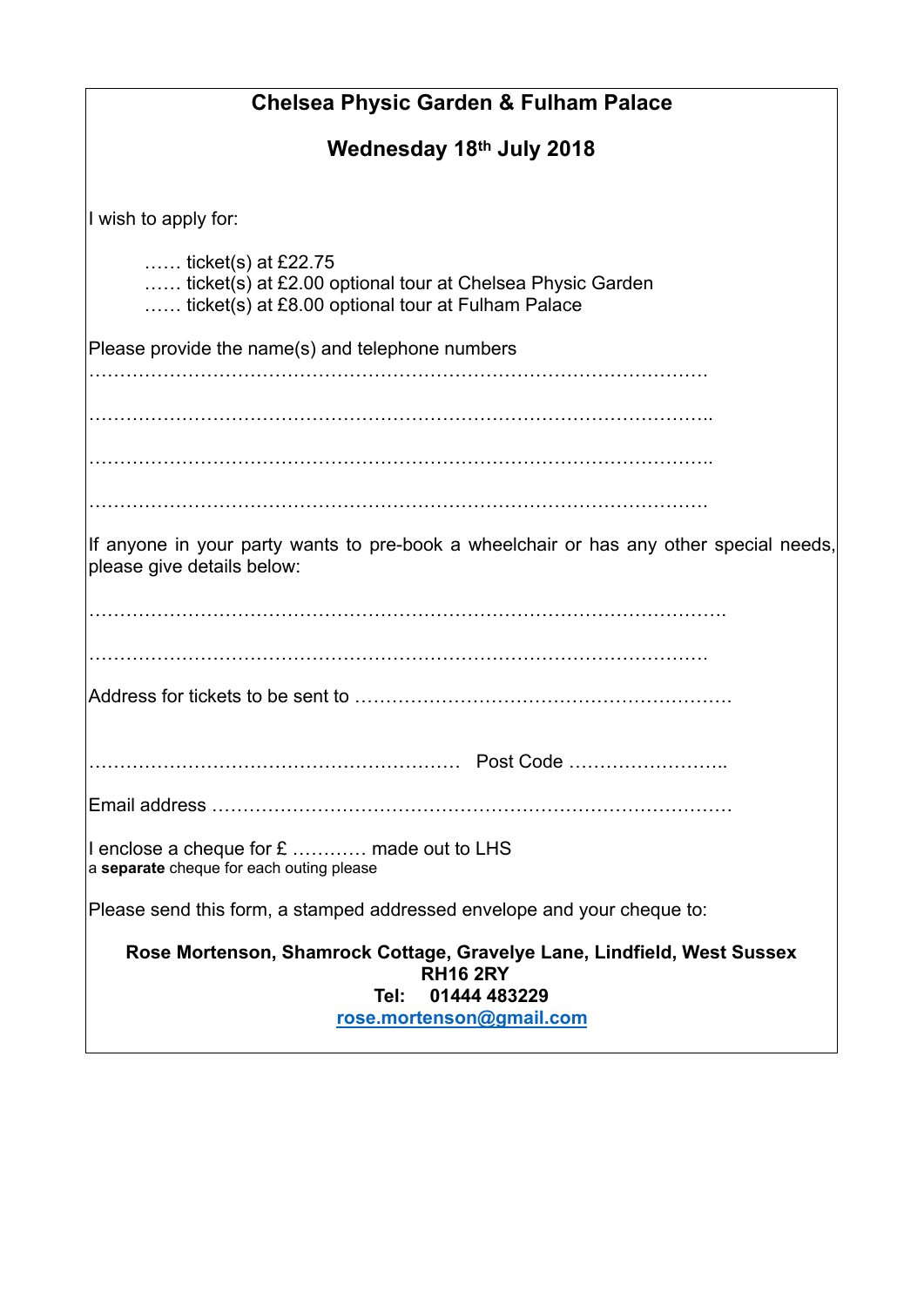## Chelsea Physic Garden & Fulham Palace

## Wednesday 18th July 2018

I wish to apply for:

…… ticket(s) at £22.75
…… ticket(s) at £2.00 optional tour at Chelsea Physic Garden
…… ticket(s) at £8.00 optional tour at Fulham Palace

Please provide the name(s) and telephone numbers

…………………………………………………………………………………………

…………………………………………………………………………………………..

…………………………………………………………………………………………..

…………………………………………………………………………………………

If anyone in your party wants to pre-book a wheelchair or has any other special needs, please give details below:

…………………………………………………………………………………………….

…………………………………………………………………………………………

Address for tickets to be sent to …………………………………………………….

…………………………………………………… Post Code ……………………..

Email address ………………………………………………………………………….

I enclose a cheque for £ ………… made out to LHS
a **separate** cheque for each outing please

Please send this form, a stamped addressed envelope and your cheque to:

**Rose Mortenson, Shamrock Cottage, Gravelye Lane, Lindfield, West Sussex RH16 2RY**
**Tel: 01444 483229**
**rose.mortenson@gmail.com**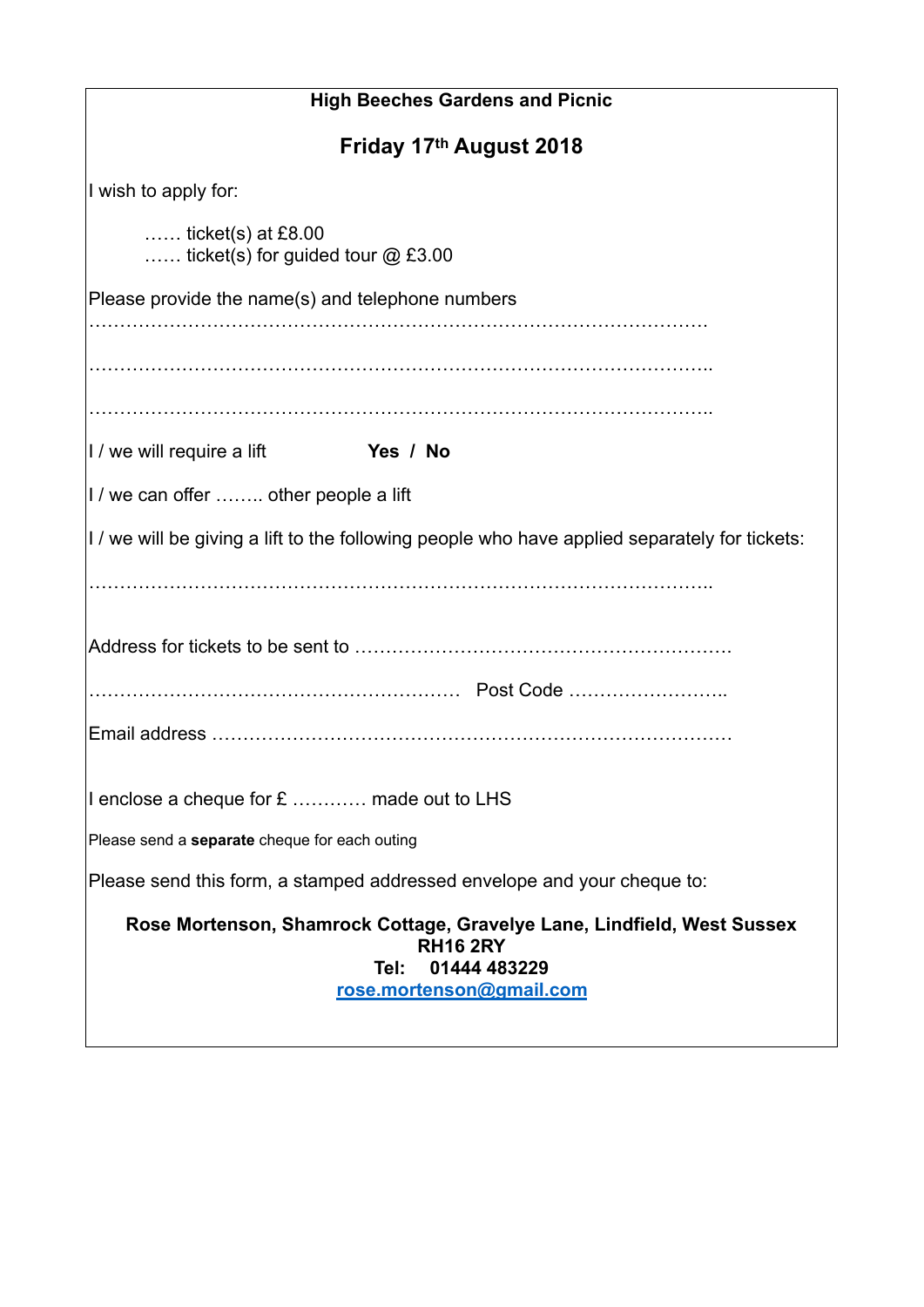**High Beeches Gardens and Picnic**

## Friday 17th August 2018

I wish to apply for:

…… ticket(s) at £8.00
…… ticket(s) for guided tour @ £3.00

Please provide the name(s) and telephone numbers

…………………………………………………………………………………………

…………………………………………………………………………………………..

…………………………………………………………………………………………..

I / we will require a lift **Yes / No**

I / we can offer …….. other people a lift

I / we will be giving a lift to the following people who have applied separately for tickets:

…………………………………………………………………………………………..

Address for tickets to be sent to ……………………………………………………….

……………………………………………………. Post Code ……………………..

Email address ……………………………………………………………………….

I enclose a cheque for £ ………… made out to LHS

Please send a **separate** cheque for each outing

Please send this form, a stamped addressed envelope and your cheque to:

**Rose Mortenson, Shamrock Cottage, Gravelye Lane, Lindfield, West Sussex RH16 2RY**
**Tel: 01444 483229**
**rose.mortenson@gmail.com**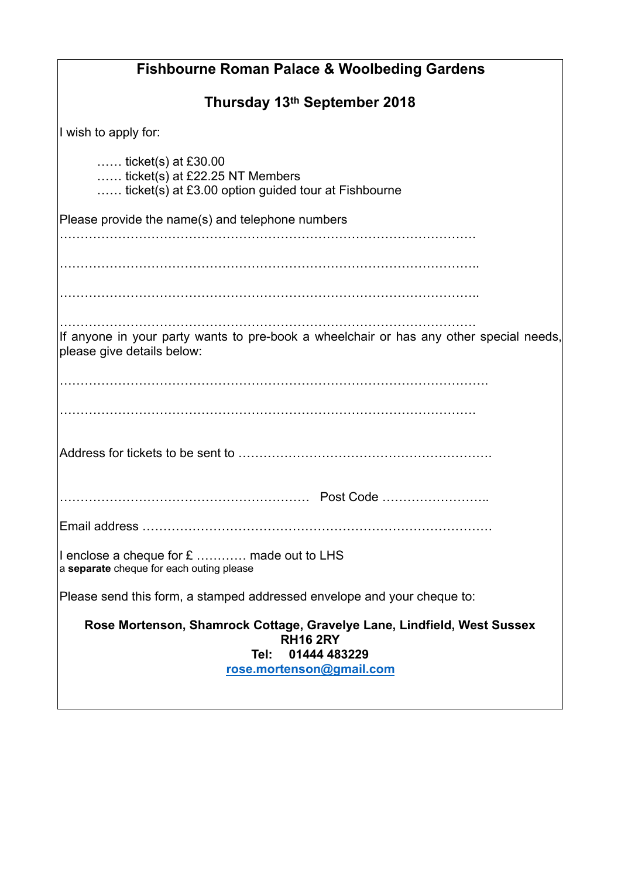## Fishbourne Roman Palace & Woolbeding Gardens

## Thursday 13th September 2018

I wish to apply for:

…… ticket(s) at £30.00
…… ticket(s) at £22.25 NT Members
…… ticket(s) at £3.00 option guided tour at Fishbourne

Please provide the name(s) and telephone numbers

…………………………………………………………………………………………

…………………………………………………………………………………………..

…………………………………………………………………………………………..

…………………………………………………………………………………………

If anyone in your party wants to pre-book a wheelchair or has any other special needs, please give details below:

………………………………………………………………………………………….

…………………………………………………………………………………………

Address for tickets to be sent to ……………………………………………………

…………………………………………………… Post Code ……………………..

Email address …………………………………………………………………………

I enclose a cheque for £ ………… made out to LHS
a **separate** cheque for each outing please

Please send this form, a stamped addressed envelope and your cheque to:

**Rose Mortenson, Shamrock Cottage, Gravelye Lane, Lindfield, West Sussex RH16 2RY**
**Tel: 01444 483229**
**rose.mortenson@gmail.com**